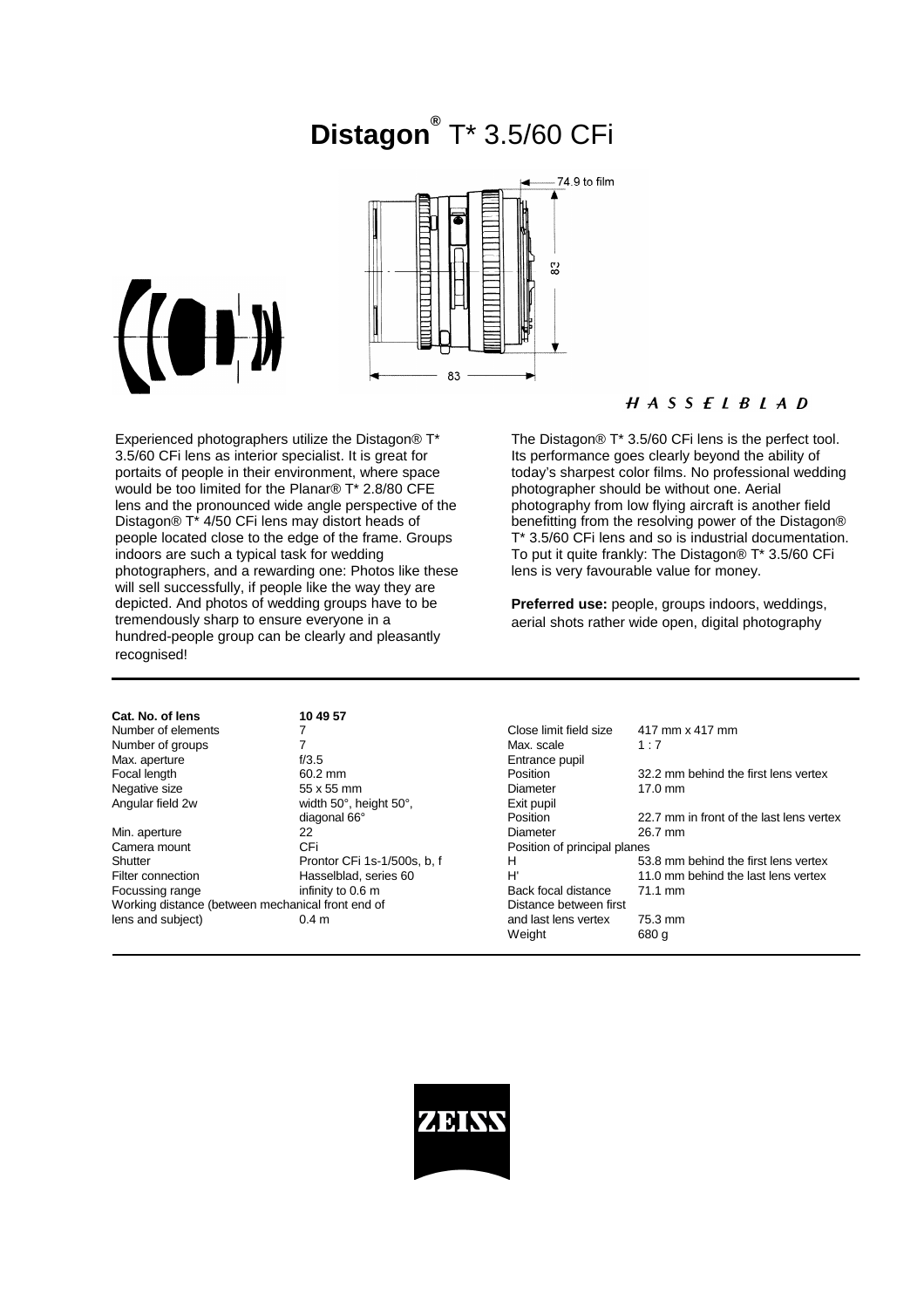# **Distagon**® T* 3.5/60 CFi

HASSELBLAD

Experienced photographers utilize the Distagon® T* 3.5/60 CFi lens as interior specialist. It is great for portraits of people in their environment, where space would be too limited for the Planar® T* 2.8/80 CFE lens and the pronounced wide angle perspective of the Distagon® T* 4/50 CFi lens may distort heads of people located close to the edge of the frame. Groups indoors are such a typical task for wedding photographers, and a rewarding one: Photos like these will sell successfully, if people like the way they are depicted. And photos of wedding groups have to be tremendously sharp to ensure everyone in a hundred-people group can be clearly and pleasantly recognised!

The Distagon® T* 3.5/60 CFi lens is the perfect tool. Its performance goes clearly beyond the ability of today's sharpest color films. No professional wedding photographer should be without one. Aerial photography from low flying aircraft is another field benefitting from the resolving power of the Distagon® T* 3.5/60 CFi lens and so is industrial documentation. To put it quite frankly: The Distagon® T* 3.5/60 CFi lens is very favourable value for money.

**Preferred use:** people, groups indoors, weddings, aerial shots rather wide open, digital photography

| | |
|---|---|
| **Cat. No. of lens** | **10 49 57** |
| Number of elements | 7 |
| Number of groups | 7 |
| Max. aperture | f/3.5 |
| Focal length | 60.2 mm |
| Negative size | 55 x 55 mm |
| Angular field 2w | width 50°, height 50°, diagonal 66° |
| Min. aperture | 22 |
| Camera mount | CFi |
| Shutter | Prontor CFi 1s-1/500s, b, f |
| Filter connection | Hasselblad, series 60 |
| Focussing range | infinity to 0.6 m |
| Working distance (between mechanical front end of lens and subject) | 0.4 m |

| | |
|---|---|
| Close limit field size | 417 mm x 417 mm |
| Max. scale | 1 : 7 |
| Entrance pupil | |
| Position | 32.2 mm behind the first lens vertex |
| Diameter | 17.0 mm |
| Exit pupil | |
| Position | 22.7 mm in front of the last lens vertex |
| Diameter | 26.7 mm |
| Position of principal planes | |
| H | 53.8 mm behind the first lens vertex |
| H' | 11.0 mm behind the last lens vertex |
| Back focal distance | 71.1 mm |
| Distance between first and last lens vertex | 75.3 mm |
| Weight | 680 g |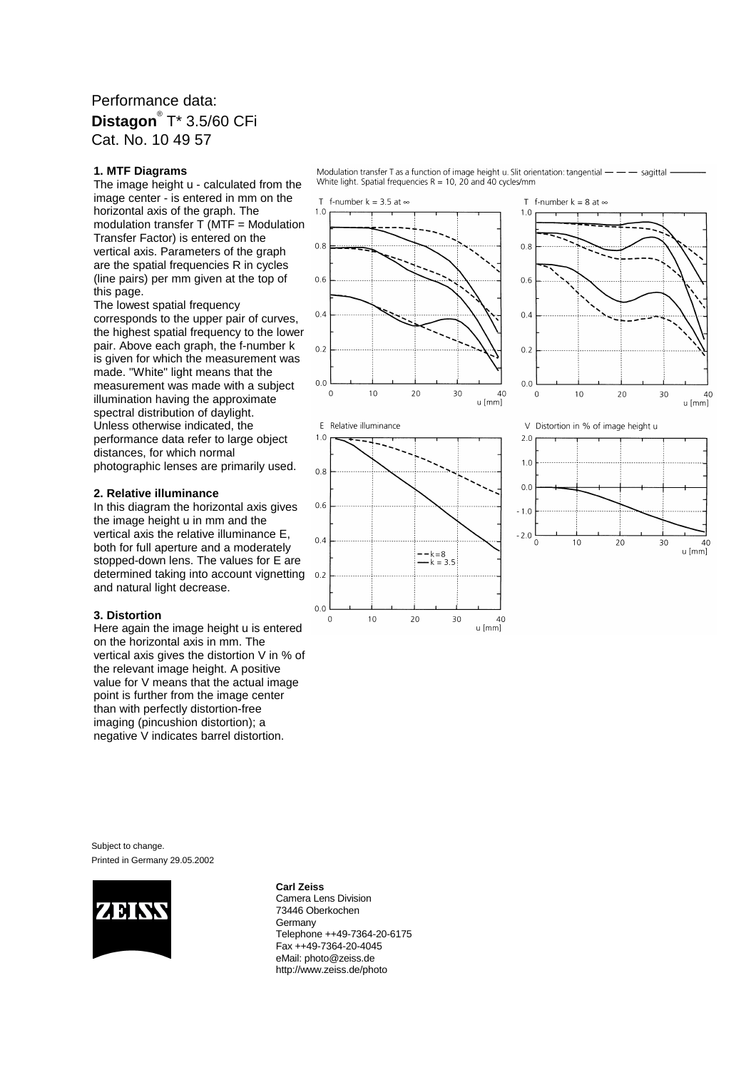Performance data:
**Distagon**® T* 3.5/60 CFi
Cat. No. 10 49 57

**1. MTF Diagrams**

The image height u - calculated from the image center - is entered in mm on the horizontal axis of the graph. The modulation transfer T (MTF = Modulation Transfer Factor) is entered on the vertical axis. Parameters of the graph are the spatial frequencies R in cycles (line pairs) per mm given at the top of this page.
The lowest spatial frequency corresponds to the upper pair of curves, the highest spatial frequency to the lower pair. Above each graph, the f-number k is given for which the measurement was made. "White" light means that the measurement was made with a subject illumination having the approximate spectral distribution of daylight.
Unless otherwise indicated, the performance data refer to large object distances, for which normal photographic lenses are primarily used.

**2. Relative illuminance**

In this diagram the horizontal axis gives the image height u in mm and the vertical axis the relative illuminance E, both for full aperture and a moderately stopped-down lens. The values for E are determined taking into account vignetting and natural light decrease.

**3. Distortion**

Here again the image height u is entered on the horizontal axis in mm. The vertical axis gives the distortion V in % of the relevant image height. A positive value for V means that the actual image point is further from the image center than with perfectly distortion-free imaging (pincushion distortion); a negative V indicates barrel distortion.

Modulation transfer T as a function of image height u. Slit orientation: tangential — — — sagittal ———
White light. Spatial frequencies R = 10, 20 and 40 cycles/mm

T f-number k = 3.5 at ∞
1.0
0.8
0.6
0.4
0.2
0.0
0 10 20 30 40
u [mm]

T f-number k = 8 at ∞
1.0
0.8
0.6
0.4
0.2
0.0
0 10 20 30 40
u [mm]

E Relative illuminance
1.0
0.8
0.6
0.4
0.2
0.0
0 10 20 30 40
u [mm]
- - k = 8
— k = 3.5

V Distortion in % of image height u
2.0
1.0
0.0
-1.0
-2.0
0 10 20 30 40
u [mm]

Subject to change.
Printed in Germany 29.05.2002

ZEISS

**Carl Zeiss**
Camera Lens Division
73446 Oberkochen
Germany
Telephone ++49-7364-20-6175
Fax ++49-7364-20-4045
eMail: photo@zeiss.de
http://www.zeiss.de/photo